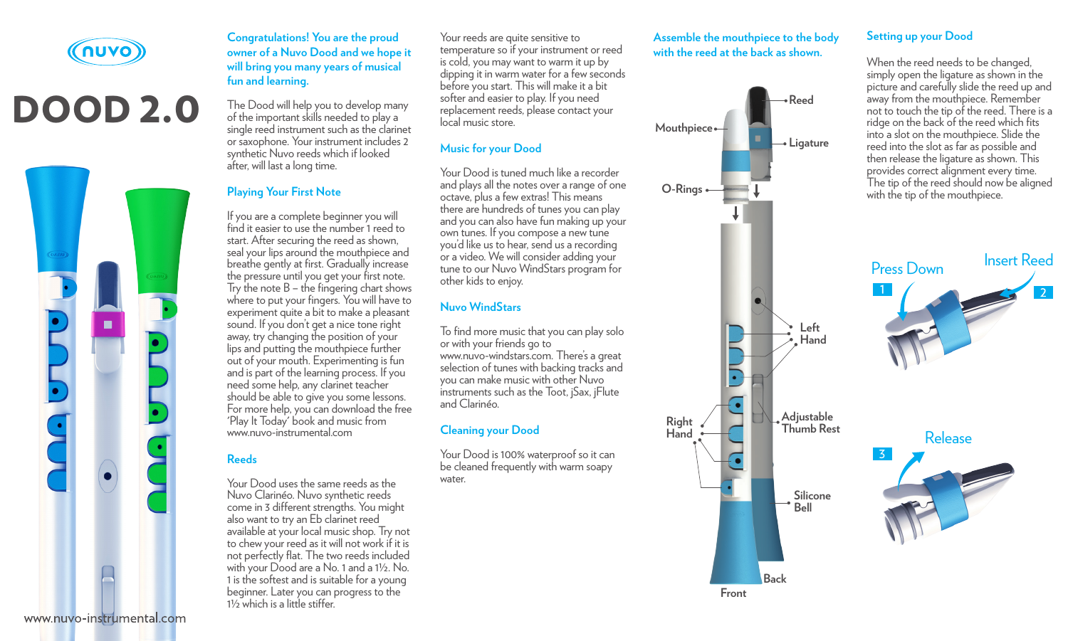# nuvo

# DOOD 2.0

www.nuvo-instrumental.com

## Congratulations! You are the proud owner of a Nuvo Dood and we hope it will bring you many years of musical fun and learning.

The Dood will help you to develop many of the important skills needed to play a single reed instrument such as the clarinet or saxophone. Your instrument includes 2 synthetic Nuvo reeds which if looked after, will last a long time.

## Playing Your First Note

If you are a complete beginner you will find it easier to use the number 1 reed to start. After securing the reed as shown, seal your lips around the mouthpiece and breathe gently at first. Gradually increase the pressure until you get your first note. Try the note B – the fingering chart shows where to put your fingers. You will have to experiment quite a bit to make a pleasant sound. If you don't get a nice tone right away, try changing the position of your lips and putting the mouthpiece further out of your mouth. Experimenting is fun and is part of the learning process. If you need some help, any clarinet teacher should be able to give you some lessons. For more help, you can download the free 'Play It Today' book and music from www.nuvo-instrumental.com

## Reeds

Your Dood uses the same reeds as the Nuvo Clarinéo. Nuvo synthetic reeds come in 3 different strengths. You might also want to try an Eb clarinet reed available at your local music shop. Try not to chew your reed as it will not work if it is not perfectly flat. The two reeds included with your Dood are a No. 1 and a 1½. No. 1 is the softest and is suitable for a young beginner. Later you can progress to the 1½ which is a little stiffer.

Your reeds are quite sensitive to temperature so if your instrument or reed is cold, you may want to warm it up by dipping it in warm water for a few seconds before you start. This will make it a bit softer and easier to play. If you need replacement reeds, please contact your local music store.

## Music for your Dood

Your Dood is tuned much like a recorder and plays all the notes over a range of one octave, plus a few extras! This means there are hundreds of tunes you can play and you can also have fun making up your own tunes. If you compose a new tune you'd like us to hear, send us a recording or a video. We will consider adding your tune to our Nuvo WindStars program for other kids to enjoy.

## Nuvo WindStars

To find more music that you can play solo or with your friends go to www.nuvo-windstars.com. There's a great selection of tunes with backing tracks and you can make music with other Nuvo instruments such as the Toot, jSax, jFlute and Clarinéo.

## Cleaning your Dood

Your Dood is 100% waterproof so it can be cleaned frequently with warm soapy water.

## Assemble the mouthpiece to the body with the reed at the back as shown.

Reed · Mouthpiece · Ligature · O-Rings · Left Hand · Right Hand · Adjustable Thumb Rest · Silicone Bell · Back · Front

## Setting up your Dood

When the reed needs to be changed, simply open the ligature as shown in the picture and carefully slide the reed up and away from the mouthpiece. Remember not to touch the tip of the reed. There is a ridge on the back of the reed which fits into a slot on the mouthpiece. Slide the reed into the slot as far as possible and then release the ligature as shown. This provides correct alignment every time. The tip of the reed should now be aligned with the tip of the mouthpiece.

1 Press Down

2 Insert Reed

3 Release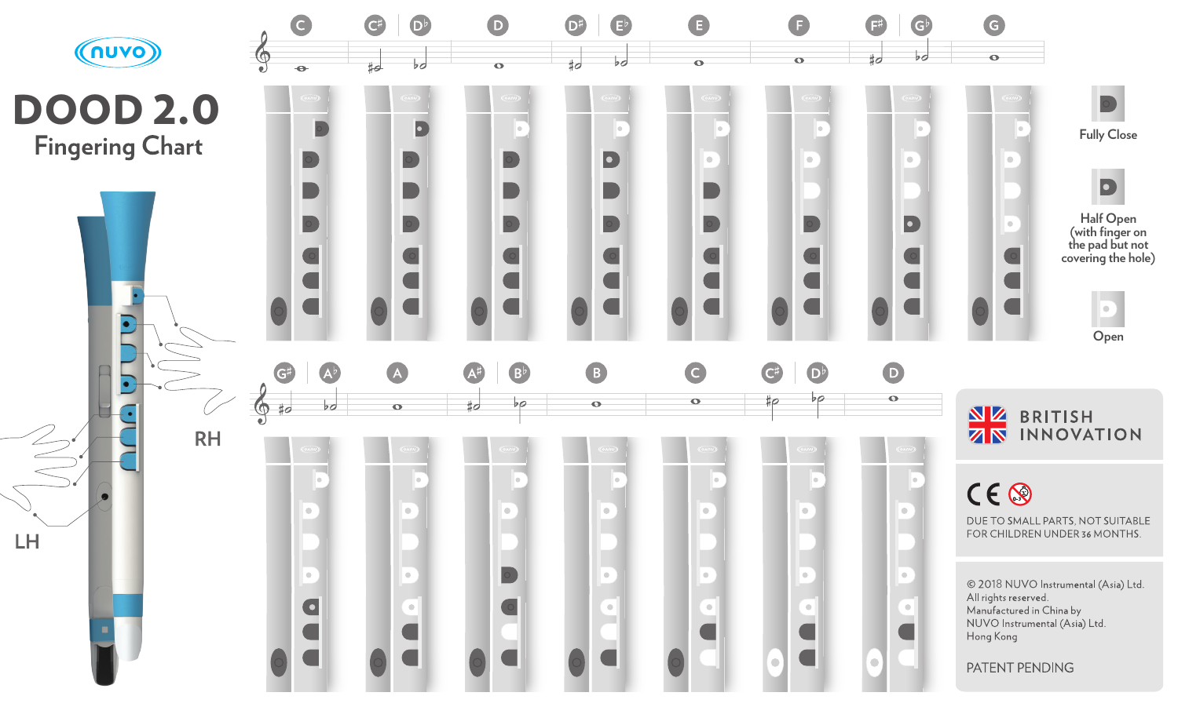# nuvo

# DOOD 2.0

## Fingering Chart

RH

LH

C C♯ D♭ D D♯ E♭ E F F♯ G♭ G

Fully Close

Half Open (with finger on the pad but not covering the hole)

Open

G♯ A♭ A A♯ B♭ B C C♯ D♭ D

**BRITISH INNOVATION**

CE

DUE TO SMALL PARTS, NOT SUITABLE FOR CHILDREN UNDER 36 MONTHS.

© 2018 NUVO Instrumental (Asia) Ltd.
All rights reserved.
Manufactured in China by
NUVO Instrumental (Asia) Ltd.
Hong Kong

PATENT PENDING